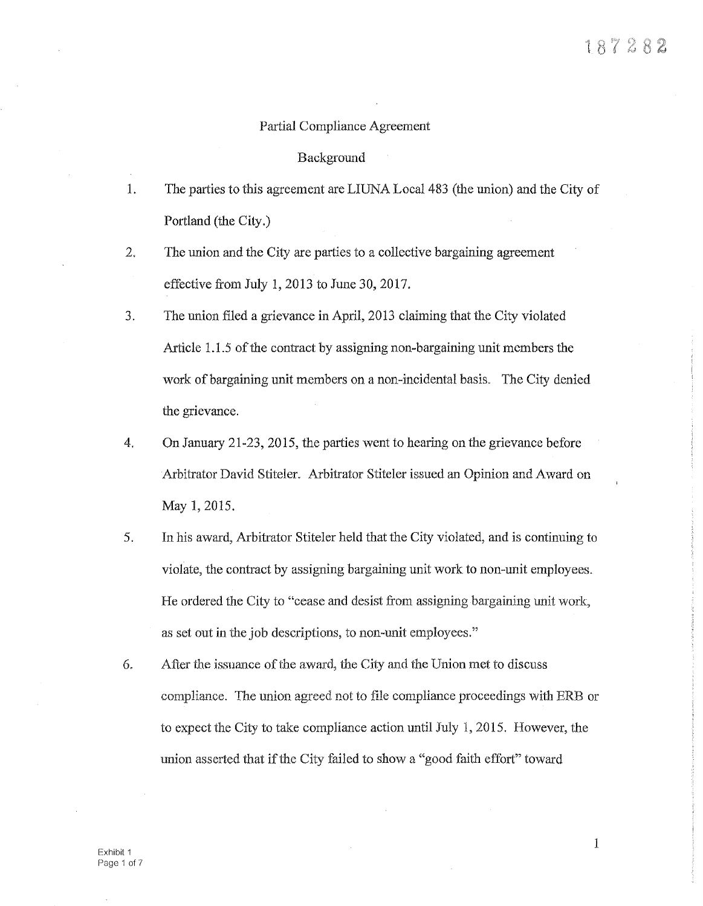187282

# Partial Compliance Agreement

## Background

1. The parties to this agreement are LIUNA Local 483 (the union) and the City of Portland (the City.)

2. The union and the City are parties to a collective bargaining agreement effective from July 1, 2013 to June 30, 2017.

3. The union filed a grievance in April, 2013 claiming that the City violated Article 1.1.5 of the contract by assigning non-bargaining unit members the work of bargaining unit members on a non-incidental basis. The City denied the grievance.

4. On January 21-23, 2015, the parties went to hearing on the grievance before Arbitrator David Stiteler. Arbitrator Stiteler issued an Opinion and Award on May 1, 2015.

5. In his award, Arbitrator Stiteler held that the City violated, and is continuing to violate, the contract by assigning bargaining unit work to non-unit employees. He ordered the City to "cease and desist from assigning bargaining unit work, as set out in the job descriptions, to non-unit employees."

6. After the issuance of the award, the City and the Union met to discuss compliance. The union agreed not to file compliance proceedings with ERB or to expect the City to take compliance action until July 1, 2015. However, the union asserted that if the City failed to show a "good faith effort" toward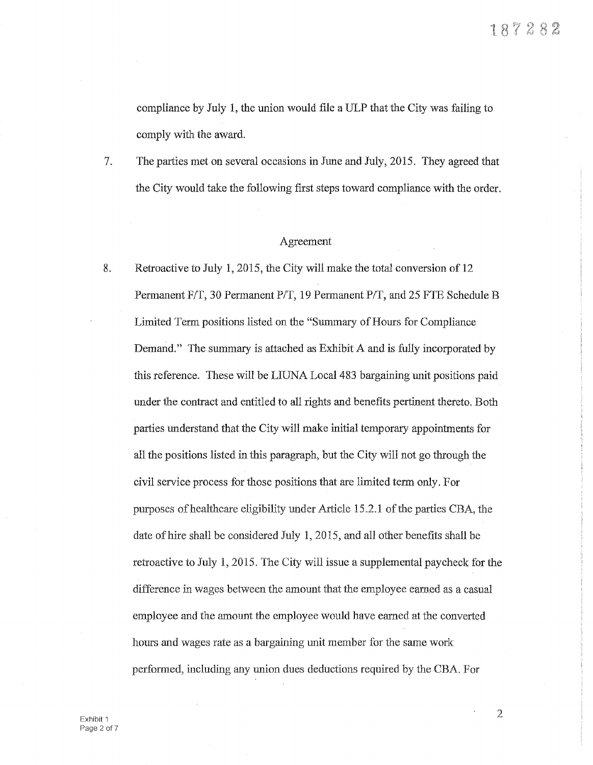compliance by July 1, the union would file a ULP that the City was failing to comply with the award.

7. The parties met on several occasions in June and July, 2015. They agreed that the City would take the following first steps toward compliance with the order.

## Agreement

8. Retroactive to July 1, 2015, the City will make the total conversion of 12 Permanent F/T, 30 Permanent P/T, 19 Permanent P/T, and 25 FTE Schedule B Limited Term positions listed on the "Summary of Hours for Compliance Demand." The summary is attached as Exhibit A and is fully incorporated by this reference. These will be LIUNA Local 483 bargaining unit positions paid under the contract and entitled to all rights and benefits pertinent thereto. Both parties understand that the City will make initial temporary appointments for all the positions listed in this paragraph, but the City will not go through the civil service process for those positions that are limited term only. For purposes of healthcare eligibility under Article 15.2.1 of the parties CBA, the date of hire shall be considered July 1, 2015, and all other benefits shall be retroactive to July 1, 2015. The City will issue a supplemental paycheck for the difference in wages between the amount that the employee earned as a casual employee and the amount the employee would have earned at the converted hours and wages rate as a bargaining unit member for the same work performed, including any union dues deductions required by the CBA. For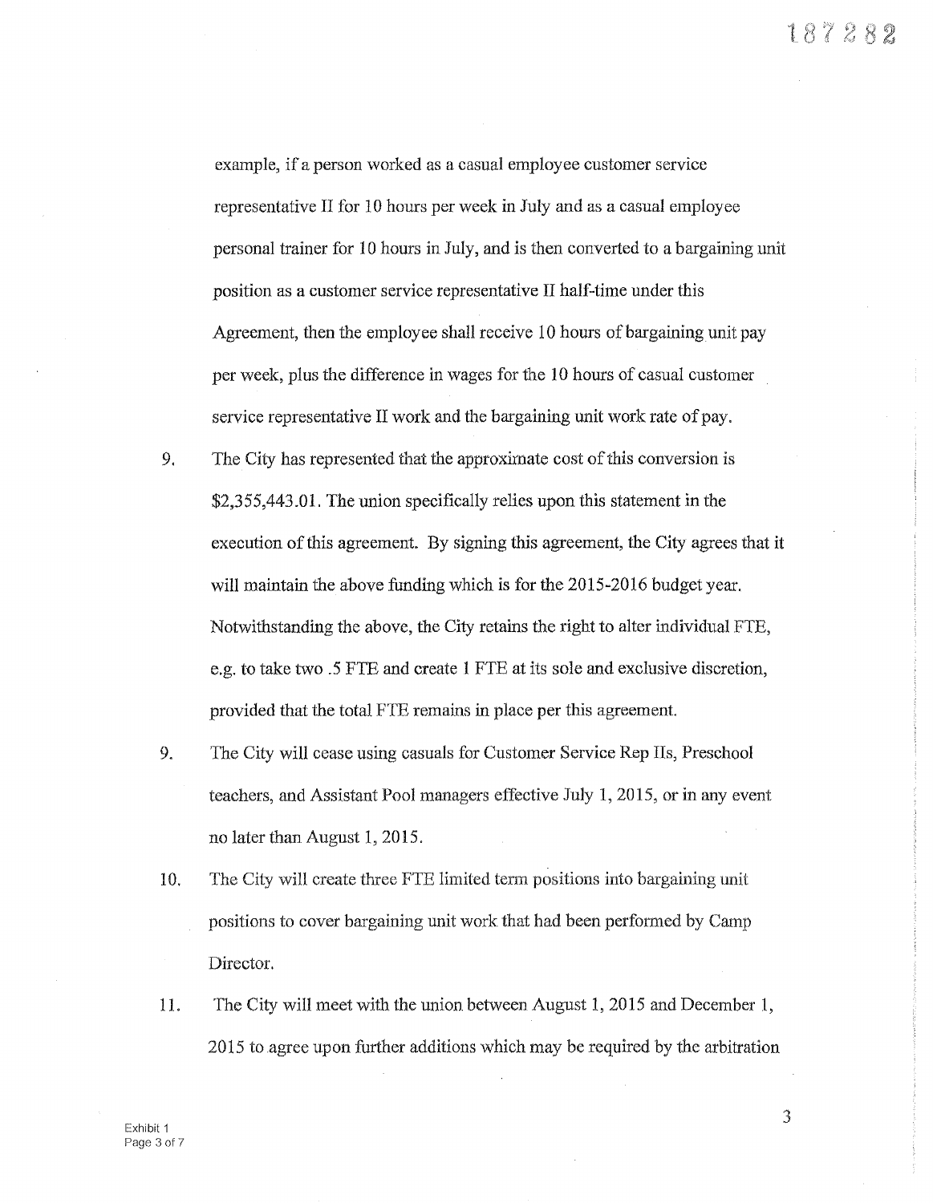example, if a person worked as a casual employee customer service representative II for 10 hours per week in July and as a casual employee personal trainer for 10 hours in July, and is then converted to a bargaining unit position as a customer service representative II half-time under this Agreement, then the employee shall receive 10 hours of bargaining unit pay per week, plus the difference in wages for the 10 hours of casual customer service representative II work and the bargaining unit work rate of pay.

9. The City has represented that the approximate cost of this conversion is $2,355,443.01. The union specifically relies upon this statement in the execution of this agreement. By signing this agreement, the City agrees that it will maintain the above funding which is for the 2015-2016 budget year. Notwithstanding the above, the City retains the right to alter individual FTE, e.g. to take two .5 FTE and create 1 FTE at its sole and exclusive discretion, provided that the total FTE remains in place per this agreement.

9. The City will cease using casuals for Customer Service Rep IIs, Preschool teachers, and Assistant Pool managers effective July 1, 2015, or in any event no later than August 1, 2015.

10. The City will create three FTE limited term positions into bargaining unit positions to cover bargaining unit work that had been performed by Camp Director.

11. The City will meet with the union between August 1, 2015 and December 1, 2015 to agree upon further additions which may be required by the arbitration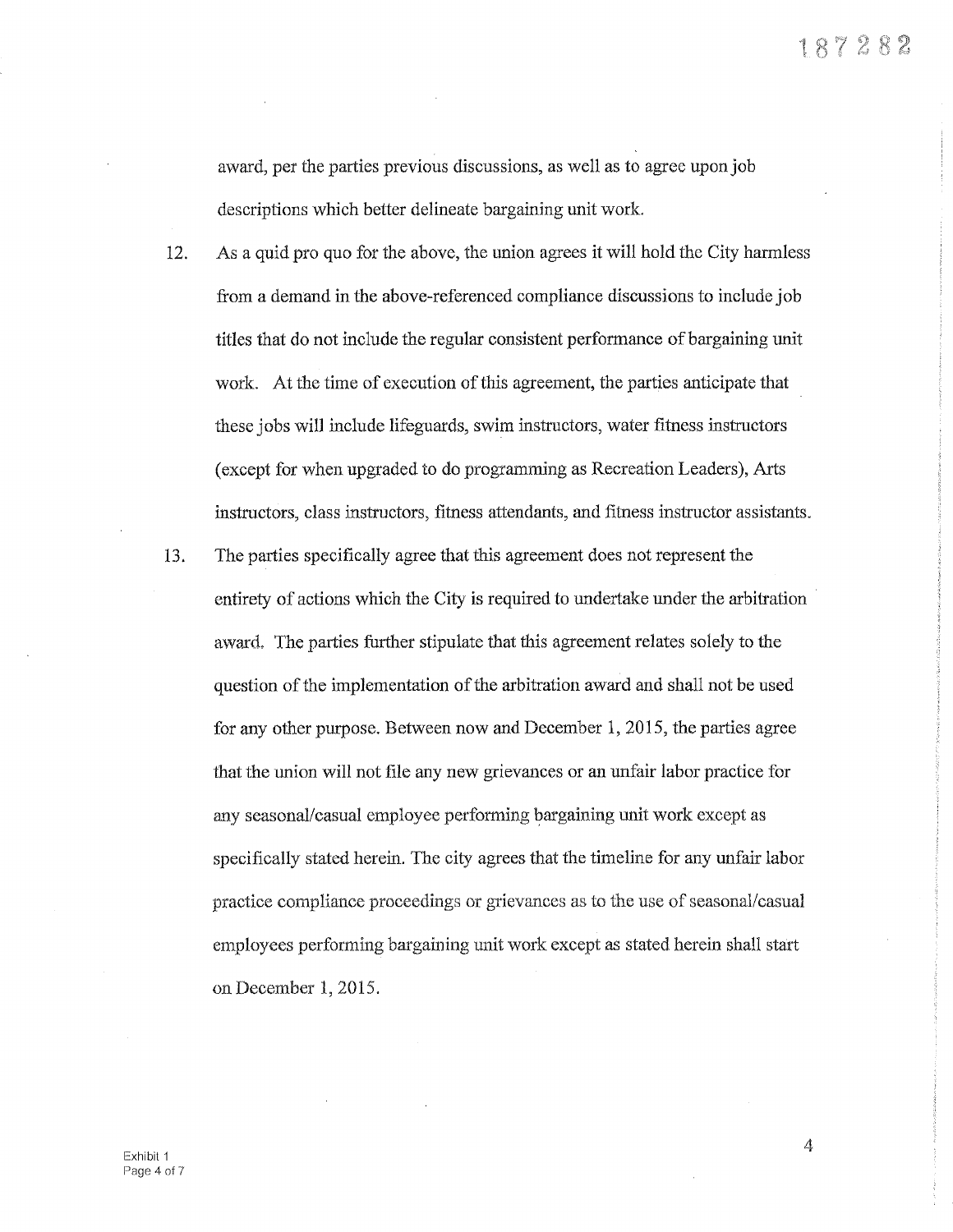award, per the parties previous discussions, as well as to agree upon job descriptions which better delineate bargaining unit work.

12. As a quid pro quo for the above, the union agrees it will hold the City harmless from a demand in the above-referenced compliance discussions to include job titles that do not include the regular consistent performance of bargaining unit work. At the time of execution of this agreement, the parties anticipate that these jobs will include lifeguards, swim instructors, water fitness instructors (except for when upgraded to do programming as Recreation Leaders), Arts instructors, class instructors, fitness attendants, and fitness instructor assistants.

13. The parties specifically agree that this agreement does not represent the entirety of actions which the City is required to undertake under the arbitration award. The parties further stipulate that this agreement relates solely to the question of the implementation of the arbitration award and shall not be used for any other purpose. Between now and December 1, 2015, the parties agree that the union will not file any new grievances or an unfair labor practice for any seasonal/casual employee performing bargaining unit work except as specifically stated herein. The city agrees that the timeline for any unfair labor practice compliance proceedings or grievances as to the use of seasonal/casual employees performing bargaining unit work except as stated herein shall start on December 1, 2015.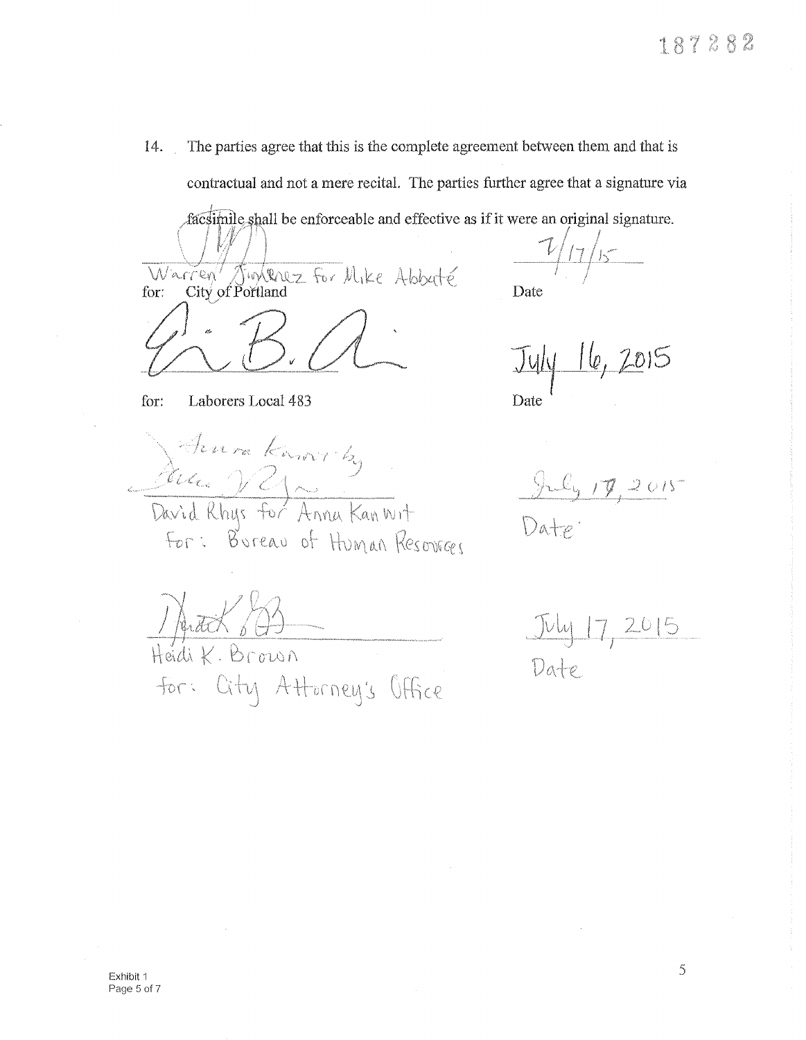14. The parties agree that this is the complete agreement between them and that is contractual and not a mere recital. The parties further agree that a signature via facsimile shall be enforceable and effective as if it were an original signature.

Warren Jimenez for Mike Abbaté
for: City of Portland

Date: 7/17/15

for: Laborers Local 483

Date: July 16, 2015

David Rhys for Anna Kanwit
for: Bureau of Human Resources

Date: July 17, 2015

Heidi K. Brown
for: City Attorney's Office

Date: July 17, 2015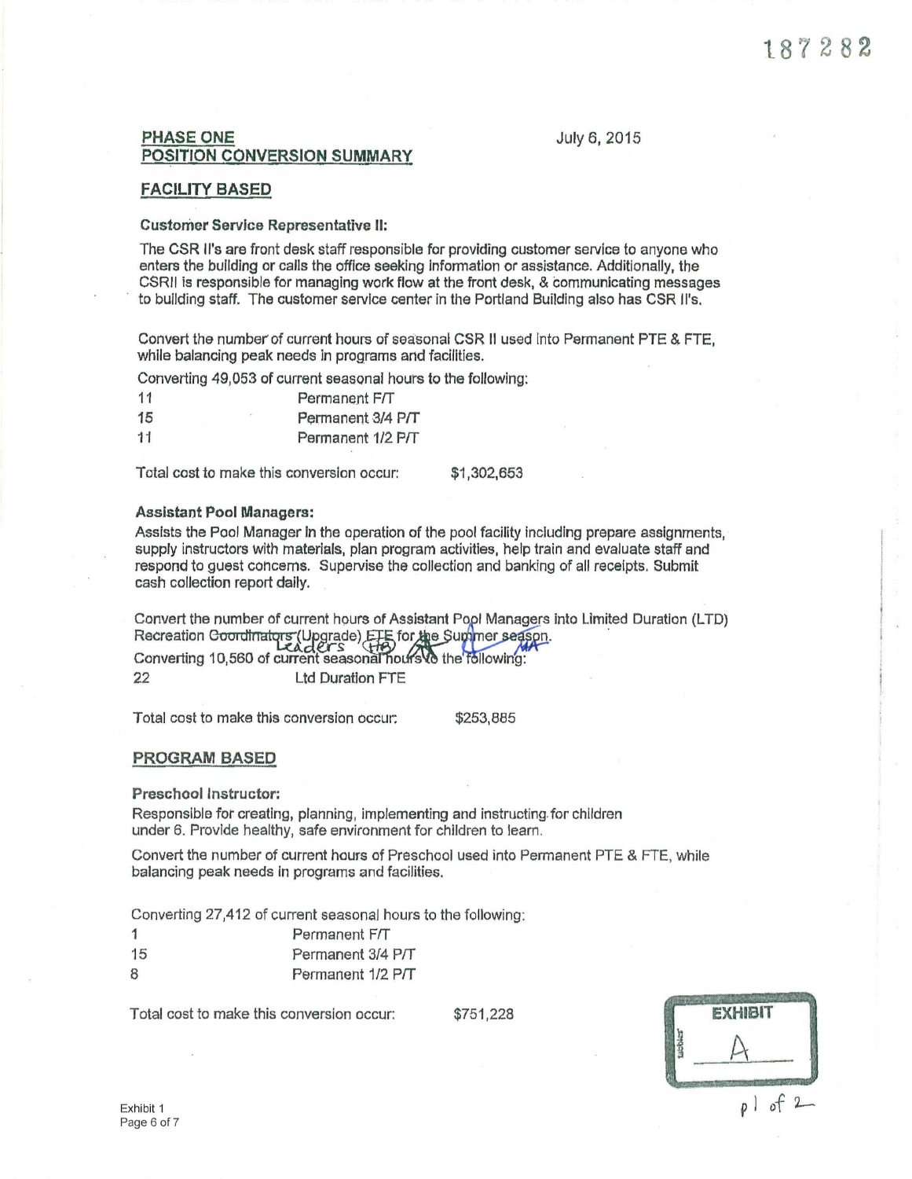187282

## PHASE ONE
## POSITION CONVERSION SUMMARY

July 6, 2015

### FACILITY BASED

**Customer Service Representative II:**

The CSR II's are front desk staff responsible for providing customer service to anyone who enters the building or calls the office seeking information or assistance. Additionally, the CSRII is responsible for managing work flow at the front desk, & communicating messages to building staff. The customer service center in the Portland Building also has CSR II's.

Convert the number of current hours of seasonal CSR II used into Permanent PTE & FTE, while balancing peak needs in programs and facilities.

Converting 49,053 of current seasonal hours to the following:

| | |
|---|---|
| 11 | Permanent F/T |
| 15 | Permanent 3/4 P/T |
| 11 | Permanent 1/2 P/T |

Total cost to make this conversion occur: $1,302,653

**Assistant Pool Managers:**

Assists the Pool Manager in the operation of the pool facility including prepare assignments, supply instructors with materials, plan program activities, help train and evaluate staff and respond to guest concerns. Supervise the collection and banking of all receipts. Submit cash collection report daily.

Convert the number of current hours of Assistant Pool Managers into Limited Duration (LTD) Recreation ~~Coordinators~~ Leaders (Upgrade) FTE for the Summer season.

Converting 10,560 of current seasonal hours to the following:

| | |
|---|---|
| 22 | Ltd Duration FTE |

Total cost to make this conversion occur: $253,885

### PROGRAM BASED

**Preschool Instructor:**

Responsible for creating, planning, implementing and instructing for children under 6. Provide healthy, safe environment for children to learn.

Convert the number of current hours of Preschool used into Permanent PTE & FTE, while balancing peak needs in programs and facilities.

Converting 27,412 of current seasonal hours to the following:

| | |
|---|---|
| 1 | Permanent F/T |
| 15 | Permanent 3/4 P/T |
| 8 | Permanent 1/2 P/T |

Total cost to make this conversion occur: $751,228

EXHIBIT A

p1 of 2

Exhibit 1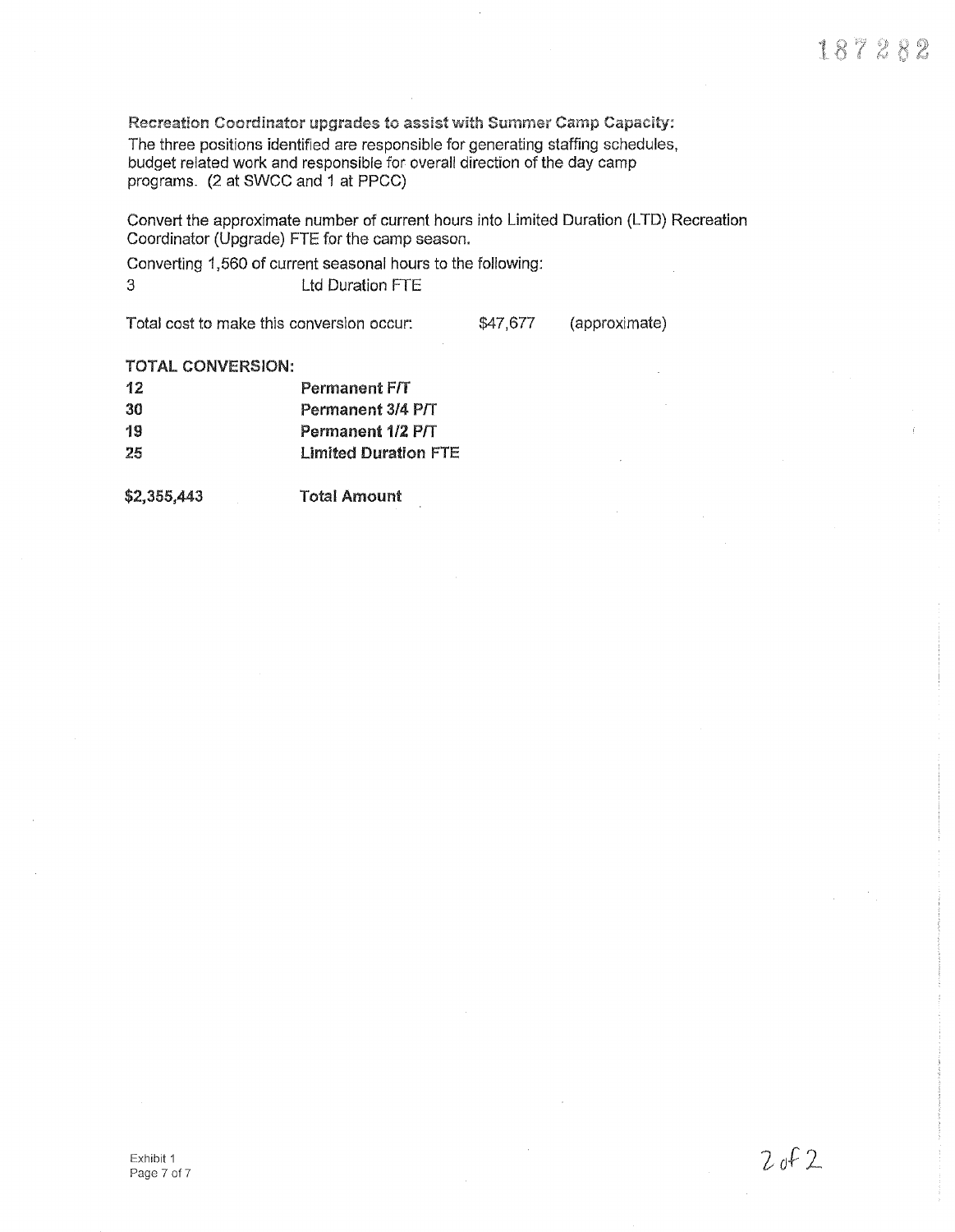**Recreation Coordinator upgrades to assist with Summer Camp Capacity:**

The three positions identified are responsible for generating staffing schedules, budget related work and responsible for overall direction of the day camp programs. (2 at SWCC and 1 at PPCC)

Convert the approximate number of current hours into Limited Duration (LTD) Recreation Coordinator (Upgrade) FTE for the camp season.

Converting 1,560 of current seasonal hours to the following:

| | |
|---|---|
| 3 | Ltd Duration FTE |

Total cost to make this conversion occur: $47,677 (approximate)

**TOTAL CONVERSION:**

| | |
|---|---|
| **12** | **Permanent F/T** |
| **30** | **Permanent 3/4 P/T** |
| **19** | **Permanent 1/2 P/T** |
| **25** | **Limited Duration FTE** |

| | |
|---|---|
| **$2,355,443** | **Total Amount** |